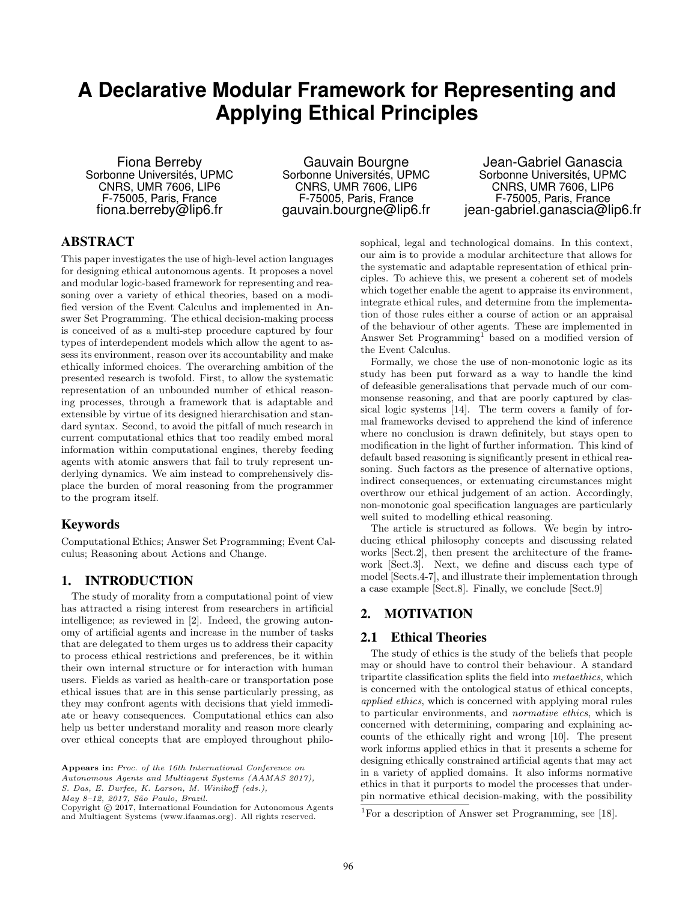# A Declarative Modular Framework for Representing and Applying Ethical Principles

Fiona Berreby
Sorbonne Universités, UPMC
CNRS, UMR 7606, LIP6
F-75005, Paris, France
fiona.berreby@lip6.fr

Gauvain Bourgne
Sorbonne Universités, UPMC
CNRS, UMR 7606, LIP6
F-75005, Paris, France
gauvain.bourgne@lip6.fr

Jean-Gabriel Ganascia
Sorbonne Universités, UPMC
CNRS, UMR 7606, LIP6
F-75005, Paris, France
jean-gabriel.ganascia@lip6.fr

## ABSTRACT

This paper investigates the use of high-level action languages for designing ethical autonomous agents. It proposes a novel and modular logic-based framework for representing and reasoning over a variety of ethical theories, based on a modified version of the Event Calculus and implemented in Answer Set Programming. The ethical decision-making process is conceived of as a multi-step procedure captured by four types of interdependent models which allow the agent to assess its environment, reason over its accountability and make ethically informed choices. The overarching ambition of the presented research is twofold. First, to allow the systematic representation of an unbounded number of ethical reasoning processes, through a framework that is adaptable and extensible by virtue of its designed hierarchisation and standard syntax. Second, to avoid the pitfall of much research in current computational ethics that too readily embed moral information within computational engines, thereby feeding agents with atomic answers that fail to truly represent underlying dynamics. We aim instead to comprehensively displace the burden of moral reasoning from the programmer to the program itself.

## Keywords

Computational Ethics; Answer Set Programming; Event Calculus; Reasoning about Actions and Change.

## 1. INTRODUCTION

The study of morality from a computational point of view has attracted a rising interest from researchers in artificial intelligence; as reviewed in [2]. Indeed, the growing autonomy of artificial agents and increase in the number of tasks that are delegated to them urges us to address their capacity to process ethical restrictions and preferences, be it within their own internal structure or for interaction with human users. Fields as varied as health-care or transportation pose ethical issues that are in this sense particularly pressing, as they may confront agents with decisions that yield immediate or heavy consequences. Computational ethics can also help us better understand morality and reason more clearly over ethical concepts that are employed throughout philosophical, legal and technological domains. In this context, our aim is to provide a modular architecture that allows for the systematic and adaptable representation of ethical principles. To achieve this, we present a coherent set of models which together enable the agent to appraise its environment, integrate ethical rules, and determine from the implementation of those rules either a course of action or an appraisal of the behaviour of other agents. These are implemented in Answer Set Programming[1] based on a modified version of the Event Calculus.

Formally, we chose the use of non-monotonic logic as its study has been put forward as a way to handle the kind of defeasible generalisations that pervade much of our commonsense reasoning, and that are poorly captured by classical logic systems [14]. The term covers a family of formal frameworks devised to apprehend the kind of inference where no conclusion is drawn definitely, but stays open to modification in the light of further information. This kind of default based reasoning is significantly present in ethical reasoning. Such factors as the presence of alternative options, indirect consequences, or extenuating circumstances might overthrow our ethical judgement of an action. Accordingly, non-monotonic goal specification languages are particularly well suited to modelling ethical reasoning.

The article is structured as follows. We begin by introducing ethical philosophy concepts and discussing related works [Sect.2], then present the architecture of the framework [Sect.3]. Next, we define and discuss each type of model [Sects.4-7], and illustrate their implementation through a case example [Sect.8]. Finally, we conclude [Sect.9]

## 2. MOTIVATION

### 2.1 Ethical Theories

The study of ethics is the study of the beliefs that people may or should have to control their behaviour. A standard tripartite classification splits the field into *metaethics*, which is concerned with the ontological status of ethical concepts, *applied ethics*, which is concerned with applying moral rules to particular environments, and *normative ethics*, which is concerned with determining, comparing and explaining accounts of the ethically right and wrong [10]. The present work informs applied ethics in that it presents a scheme for designing ethically constrained artificial agents that may act in a variety of applied domains. It also informs normative ethics in that it purports to model the processes that underpin normative ethical decision-making, with the possibility

[1] For a description of Answer set Programming, see [18].

**Appears in:** *Proc. of the 16th International Conference on Autonomous Agents and Multiagent Systems (AAMAS 2017), S. Das, E. Durfee, K. Larson, M. Winikoff (eds.), May 8–12, 2017, São Paulo, Brazil.*
Copyright © 2017, International Foundation for Autonomous Agents and Multiagent Systems (www.ifaamas.org). All rights reserved.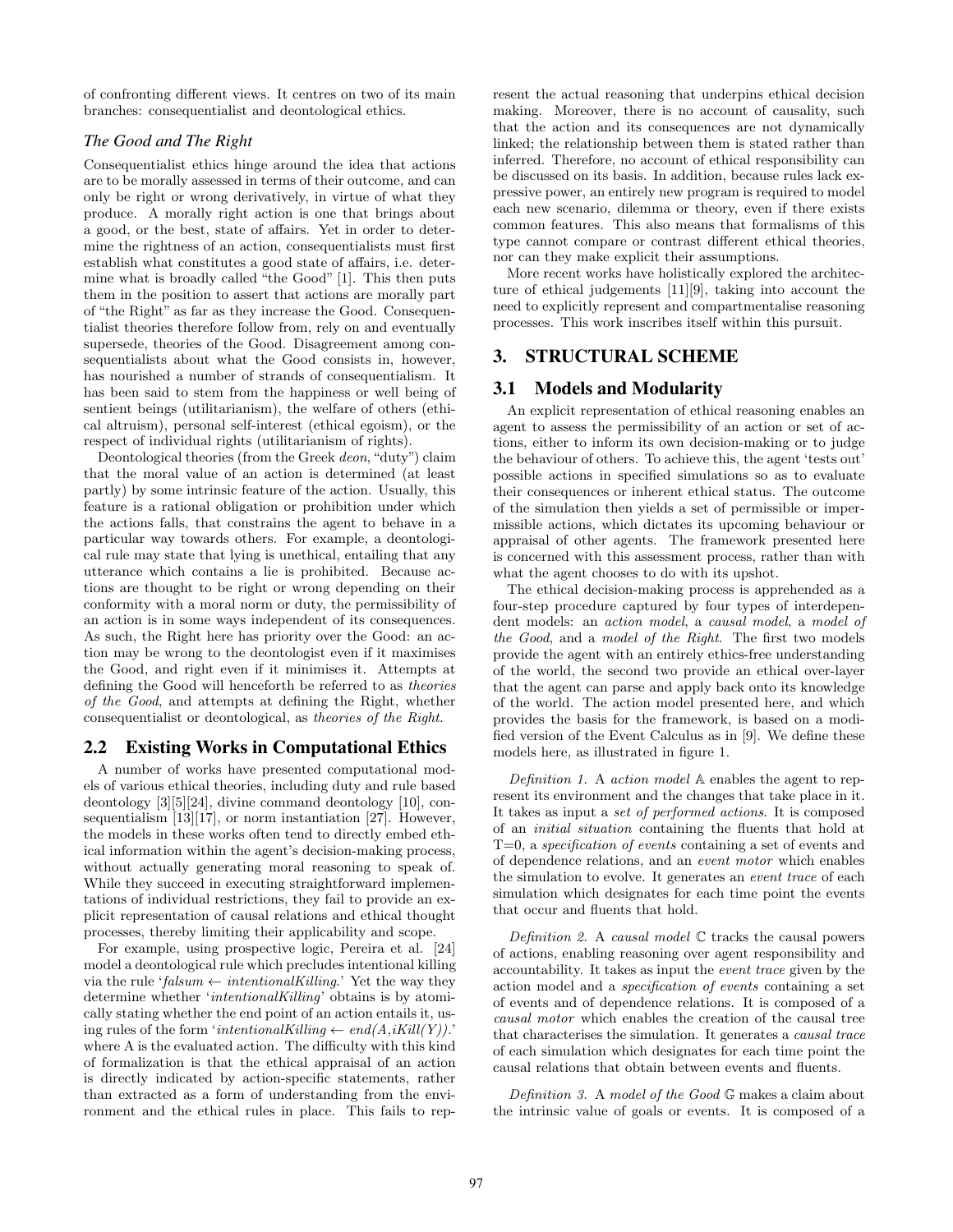of confronting different views. It centres on two of its main branches: consequentialist and deontological ethics.

### *The Good and The Right*

Consequentialist ethics hinge around the idea that actions are to be morally assessed in terms of their outcome, and can only be right or wrong derivatively, in virtue of what they produce. A morally right action is one that brings about a good, or the best, state of affairs. Yet in order to determine the rightness of an action, consequentialists must first establish what constitutes a good state of affairs, i.e. determine what is broadly called "the Good" [1]. This then puts them in the position to assert that actions are morally part of "the Right" as far as they increase the Good. Consequentialist theories therefore follow from, rely on and eventually supersede, theories of the Good. Disagreement among consequentialists about what the Good consists in, however, has nourished a number of strands of consequentialism. It has been said to stem from the happiness or well being of sentient beings (utilitarianism), the welfare of others (ethical altruism), personal self-interest (ethical egoism), or the respect of individual rights (utilitarianism of rights).

Deontological theories (from the Greek *deon*, "duty") claim that the moral value of an action is determined (at least partly) by some intrinsic feature of the action. Usually, this feature is a rational obligation or prohibition under which the actions falls, that constrains the agent to behave in a particular way towards others. For example, a deontological rule may state that lying is unethical, entailing that any utterance which contains a lie is prohibited. Because actions are thought to be right or wrong depending on their conformity with a moral norm or duty, the permissibility of an action is in some ways independent of its consequences. As such, the Right here has priority over the Good: an action may be wrong to the deontologist even if it maximises the Good, and right even if it minimises it. Attempts at defining the Good will henceforth be referred to as *theories of the Good*, and attempts at defining the Right, whether consequentialist or deontological, as *theories of the Right*.

## 2.2 Existing Works in Computational Ethics

A number of works have presented computational models of various ethical theories, including duty and rule based deontology [3][5][24], divine command deontology [10], consequentialism [13][17], or norm instantiation [27]. However, the models in these works often tend to directly embed ethical information within the agent's decision-making process, without actually generating moral reasoning to speak of. While they succeed in executing straightforward implementations of individual restrictions, they fail to provide an explicit representation of causal relations and ethical thought processes, thereby limiting their applicability and scope.

For example, using prospective logic, Pereira et al. [24] model a deontological rule which precludes intentional killing via the rule '*falsum* ← *intentionalKilling*.' Yet the way they determine whether '*intentionalKilling*' obtains is by atomically stating whether the end point of an action entails it, using rules of the form '*intentionalKilling* ← *end(A,iKill(Y))*.' where A is the evaluated action. The difficulty with this kind of formalization is that the ethical appraisal of an action is directly indicated by action-specific statements, rather than extracted as a form of understanding from the environment and the ethical rules in place. This fails to represent the actual reasoning that underpins ethical decision making. Moreover, there is no account of causality, such that the action and its consequences are not dynamically linked; the relationship between them is stated rather than inferred. Therefore, no account of ethical responsibility can be discussed on its basis. In addition, because rules lack expressive power, an entirely new program is required to model each new scenario, dilemma or theory, even if there exists common features. This also means that formalisms of this type cannot compare or contrast different ethical theories, nor can they make explicit their assumptions.

More recent works have holistically explored the architecture of ethical judgements [11][9], taking into account the need to explicitly represent and compartmentalise reasoning processes. This work inscribes itself within this pursuit.

# 3. STRUCTURAL SCHEME

## 3.1 Models and Modularity

An explicit representation of ethical reasoning enables an agent to assess the permissibility of an action or set of actions, either to inform its own decision-making or to judge the behaviour of others. To achieve this, the agent 'tests out' possible actions in specified simulations so as to evaluate their consequences or inherent ethical status. The outcome of the simulation then yields a set of permissible or impermissible actions, which dictates its upcoming behaviour or appraisal of other agents. The framework presented here is concerned with this assessment process, rather than with what the agent chooses to do with its upshot.

The ethical decision-making process is apprehended as a four-step procedure captured by four types of interdependent models: an *action model*, a *causal model*, a *model of the Good*, and a *model of the Right*. The first two models provide the agent with an entirely ethics-free understanding of the world, the second two provide an ethical over-layer that the agent can parse and apply back onto its knowledge of the world. The action model presented here, and which provides the basis for the framework, is based on a modified version of the Event Calculus as in [9]. We define these models here, as illustrated in figure 1.

*Definition 1.* A *action model* $\mathbb{A}$ enables the agent to represent its environment and the changes that take place in it. It takes as input a *set of performed actions*. It is composed of an *initial situation* containing the fluents that hold at T=0, a *specification of events* containing a set of events and of dependence relations, and an *event motor* which enables the simulation to evolve. It generates an *event trace* of each simulation which designates for each time point the events that occur and fluents that hold.

*Definition 2.* A *causal model* $\mathbb{C}$ tracks the causal powers of actions, enabling reasoning over agent responsibility and accountability. It takes as input the *event trace* given by the action model and a *specification of events* containing a set of events and of dependence relations. It is composed of a *causal motor* which enables the creation of the causal tree that characterises the simulation. It generates a *causal trace* of each simulation which designates for each time point the causal relations that obtain between events and fluents.

*Definition 3.* A *model of the Good* $\mathbb{G}$ makes a claim about the intrinsic value of goals or events. It is composed of a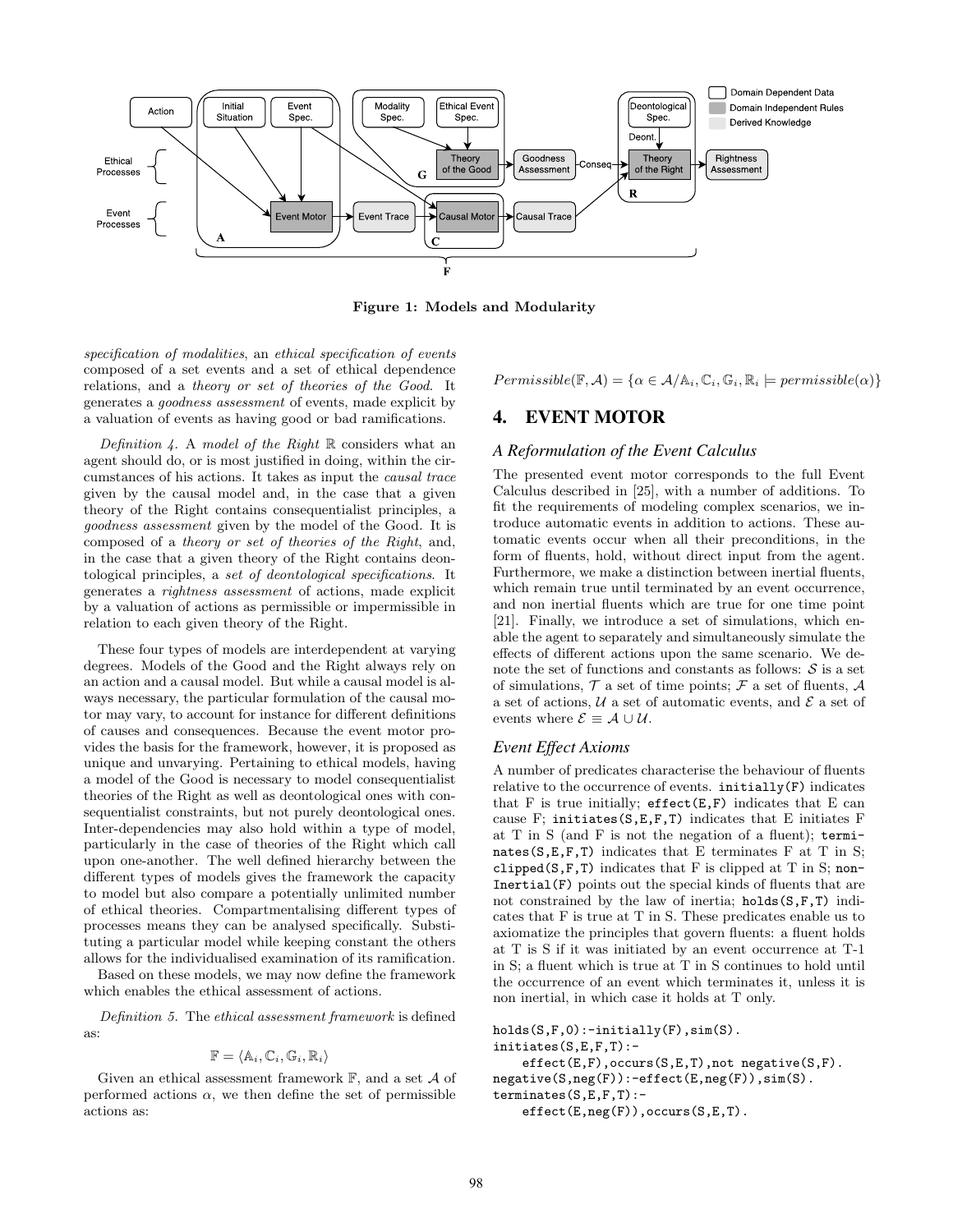Figure 1: Models and Modularity

*specification of modalities*, an *ethical specification of events* composed of a set events and a set of ethical dependence relations, and a *theory or set of theories of the Good*. It generates a *goodness assessment* of events, made explicit by a valuation of events as having good or bad ramifications.

*Definition 4.* A *model of the Right* $\mathbb{R}$ considers what an agent should do, or is most justified in doing, within the circumstances of his actions. It takes as input the *causal trace* given by the causal model and, in the case that a given theory of the Right contains consequentialist principles, a *goodness assessment* given by the model of the Good. It is composed of a *theory or set of theories of the Right*, and, in the case that a given theory of the Right contains deontological principles, a *set of deontological specifications*. It generates a *rightness assessment* of actions, made explicit by a valuation of actions as permissible or impermissible in relation to each given theory of the Right.

These four types of models are interdependent at varying degrees. Models of the Good and the Right always rely on an action and a causal model. But while a causal model is always necessary, the particular formulation of the causal motor may vary, to account for instance for different definitions of causes and consequences. Because the event motor provides the basis for the framework, however, it is proposed as unique and unvarying. Pertaining to ethical models, having a model of the Good is necessary to model consequentialist theories of the Right as well as deontological ones with consequentialist constraints, but not purely deontological ones. Inter-dependencies may also hold within a type of model, particularly in the case of theories of the Right which call upon one-another. The well defined hierarchy between the different types of models gives the framework the capacity to model but also compare a potentially unlimited number of ethical theories. Compartmentalising different types of processes means they can be analysed specifically. Substituting a particular model while keeping constant the others allows for the individualised examination of its ramification.

Based on these models, we may now define the framework which enables the ethical assessment of actions.

*Definition 5.* The *ethical assessment framework* is defined as:

$$\mathbb{F} = \langle \mathbb{A}_i, \mathbb{C}_i, \mathbb{G}_i, \mathbb{R}_i \rangle$$

Given an ethical assessment framework $\mathbb{F}$, and a set $\mathcal{A}$ of performed actions $\alpha$, we then define the set of permissible actions as:

$$Permissible(\mathbb{F}, \mathcal{A}) = \{\alpha \in \mathcal{A} / \mathbb{A}_i, \mathbb{C}_i, \mathbb{G}_i, \mathbb{R}_i \models permissible(\alpha)\}$$

# 4. EVENT MOTOR

### A Reformulation of the Event Calculus

The presented event motor corresponds to the full Event Calculus described in [25], with a number of additions. To fit the requirements of modeling complex scenarios, we introduce automatic events in addition to actions. These automatic events occur when all their preconditions, in the form of fluents, hold, without direct input from the agent. Furthermore, we make a distinction between inertial fluents, which remain true until terminated by an event occurrence, and non inertial fluents which are true for one time point [21]. Finally, we introduce a set of simulations, which enable the agent to separately and simultaneously simulate the effects of different actions upon the same scenario. We denote the set of functions and constants as follows: $\mathcal{S}$ is a set of simulations, $\mathcal{T}$ a set of time points; $\mathcal{F}$ a set of fluents, $\mathcal{A}$ a set of actions, $\mathcal{U}$ a set of automatic events, and $\mathcal{E}$ a set of events where $\mathcal{E} \equiv \mathcal{A} \cup \mathcal{U}$.

### Event Effect Axioms

A number of predicates characterise the behaviour of fluents relative to the occurrence of events. `initially(F)` indicates that F is true initially; `effect(E,F)` indicates that E can cause F; `initiates(S,E,F,T)` indicates that E initiates F at T in S (and F is not the negation of a fluent); `terminates(S,E,F,T)` indicates that E terminates F at T in S; `clipped(S,F,T)` indicates that F is clipped at T in S; `nonInertial(F)` points out the special kinds of fluents that are not constrained by the law of inertia; `holds(S,F,T)` indicates that F is true at T in S. These predicates enable us to axiomatize the principles that govern fluents: a fluent holds at T is S if it was initiated by an event occurrence at T-1 in S; a fluent which is true at T in S continues to hold until the occurrence of an event which terminates it, unless it is non inertial, in which case it holds at T only.

```
holds(S,F,0):-initially(F),sim(S).
initiates(S,E,F,T):-
    effect(E,F),occurs(S,E,T),not negative(S,F).
negative(S,neg(F)):-effect(E,neg(F)),sim(S).
terminates(S,E,F,T):-
    effect(E,neg(F)),occurs(S,E,T).
```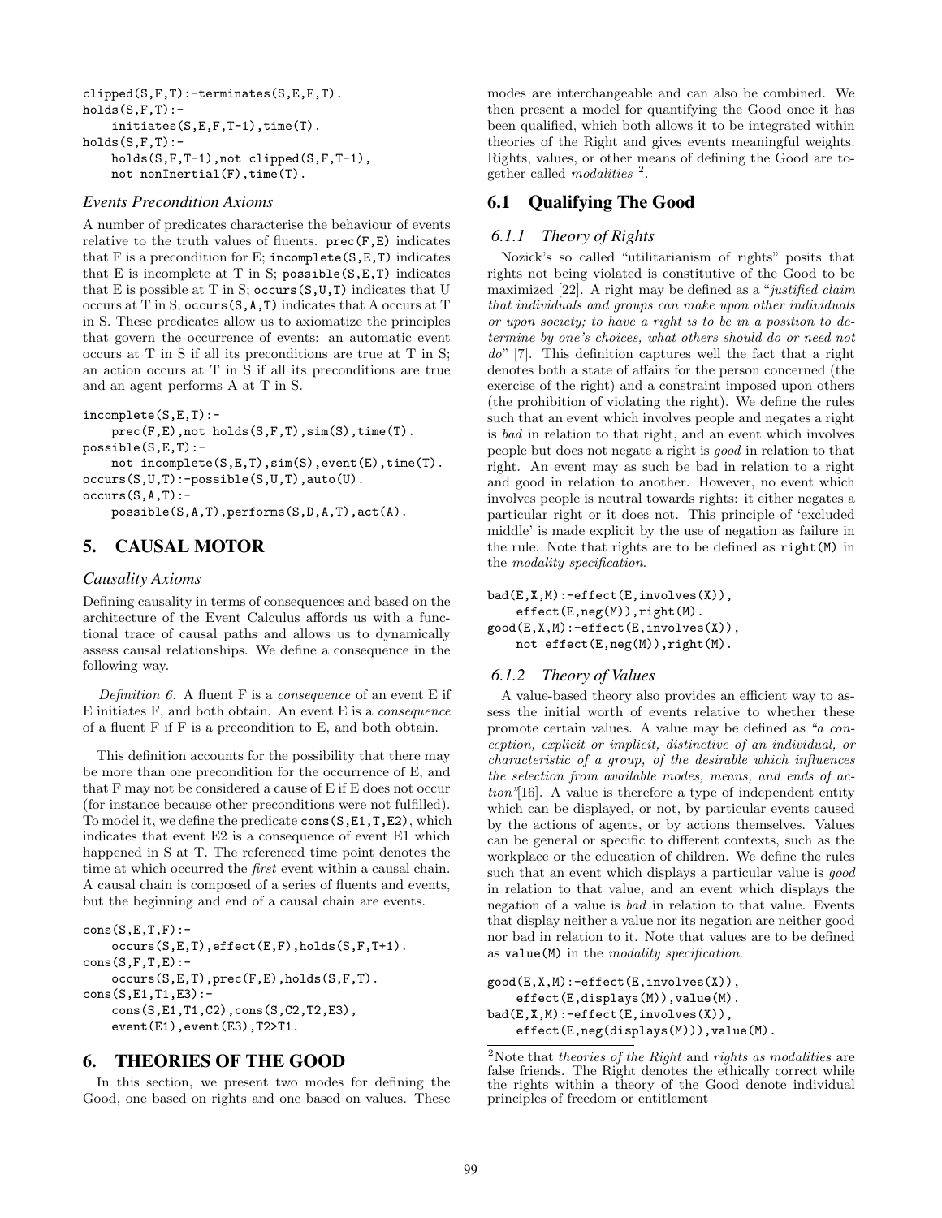```
clipped(S,F,T):-terminates(S,E,F,T).
holds(S,F,T):-
    initiates(S,E,F,T-1),time(T).
holds(S,F,T):-
    holds(S,F,T-1),not clipped(S,F,T-1),
    not nonInertial(F),time(T).
```

### *Events Precondition Axioms*

A number of predicates characterise the behaviour of events relative to the truth values of fluents. `prec(F,E)` indicates that F is a precondition for E; `incomplete(S,E,T)` indicates that E is incomplete at T in S; `possible(S,E,T)` indicates that E is possible at T in S; `occurs(S,U,T)` indicates that U occurs at T in S; `occurs(S,A,T)` indicates that A occurs at T in S. These predicates allow us to axiomatize the principles that govern the occurrence of events: an automatic event occurs at T in S if all its preconditions are true at T in S; an action occurs at T in S if all its preconditions are true and an agent performs A at T in S.

```
incomplete(S,E,T):-
    prec(F,E),not holds(S,F,T),sim(S),time(T).
possible(S,E,T):-
    not incomplete(S,E,T),sim(S),event(E),time(T).
occurs(S,U,T):-possible(S,U,T),auto(U).
occurs(S,A,T):-
    possible(S,A,T),performs(S,D,A,T),act(A).
```

## 5. CAUSAL MOTOR

### *Causality Axioms*

Defining causality in terms of consequences and based on the architecture of the Event Calculus affords us with a functional trace of causal paths and allows us to dynamically assess causal relationships. We define a consequence in the following way.

*Definition 6.* A fluent F is a *consequence* of an event E if E initiates F, and both obtain. An event E is a *consequence* of a fluent F if F is a precondition to E, and both obtain.

This definition accounts for the possibility that there may be more than one precondition for the occurrence of E, and that F may not be considered a cause of E if E does not occur (for instance because other preconditions were not fulfilled). To model it, we define the predicate `cons(S,E1,T,E2)`, which indicates that event E2 is a consequence of event E1 which happened in S at T. The referenced time point denotes the time at which occurred the *first* event within a causal chain. A causal chain is composed of a series of fluents and events, but the beginning and end of a causal chain are events.

```
cons(S,E,T,F):-
    occurs(S,E,T),effect(E,F),holds(S,F,T+1).
cons(S,F,T,E):-
    occurs(S,E,T),prec(F,E),holds(S,F,T).
cons(S,E1,T1,E3):-
    cons(S,E1,T1,C2),cons(S,C2,T2,E3),
    event(E1),event(E3),T2>T1.
```

## 6. THEORIES OF THE GOOD

In this section, we present two modes for defining the Good, one based on rights and one based on values. These modes are interchangeable and can also be combined. We then present a model for quantifying the Good once it has been qualified, which both allows it to be integrated within theories of the Right and gives events meaningful weights. Rights, values, or other means of defining the Good are together called *modalities* [2].

## 6.1 Qualifying The Good

### *6.1.1 Theory of Rights*

Nozick's so called "utilitarianism of rights" posits that rights not being violated is constitutive of the Good to be maximized [22]. A right may be defined as a "*justified claim that individuals and groups can make upon other individuals or upon society; to have a right is to be in a position to determine by one's choices, what others should do or need not do*" [7]. This definition captures well the fact that a right denotes both a state of affairs for the person concerned (the exercise of the right) and a constraint imposed upon others (the prohibition of violating the right). We define the rules such that an event which involves people and negates a right is *bad* in relation to that right, and an event which involves people but does not negate a right is *good* in relation to that right. An event may as such be bad in relation to a right and good in relation to another. However, no event which involves people is neutral towards rights: it either negates a particular right or it does not. This principle of 'excluded middle' is made explicit by the use of negation as failure in the rule. Note that rights are to be defined as `right(M)` in the *modality specification*.

```
bad(E,X,M):-effect(E,involves(X)),
    effect(E,neg(M)),right(M).
good(E,X,M):-effect(E,involves(X)),
    not effect(E,neg(M)),right(M).
```

### *6.1.2 Theory of Values*

A value-based theory also provides an efficient way to assess the initial worth of events relative to whether these promote certain values. A value may be defined as *"a conception, explicit or implicit, distinctive of an individual, or characteristic of a group, of the desirable which influences the selection from available modes, means, and ends of action"*[16]. A value is therefore a type of independent entity which can be displayed, or not, by particular events caused by the actions of agents, or by actions themselves. Values can be general or specific to different contexts, such as the workplace or the education of children. We define the rules such that an event which displays a particular value is *good* in relation to that value, and an event which displays the negation of a value is *bad* in relation to it. Events that display neither a value nor its negation are neither good nor bad in relation to it. Note that values are to be defined as `value(M)` in the *modality specification*.

```
good(E,X,M):-effect(E,involves(X)),
    effect(E,displays(M)),value(M).
bad(E,X,M):-effect(E,involves(X)),
    effect(E,neg(displays(M))),value(M).
```

[2] Note that *theories of the Right* and *rights as modalities* are false friends. The Right denotes the ethically correct while the rights within a theory of the Good denote individual principles of freedom or entitlement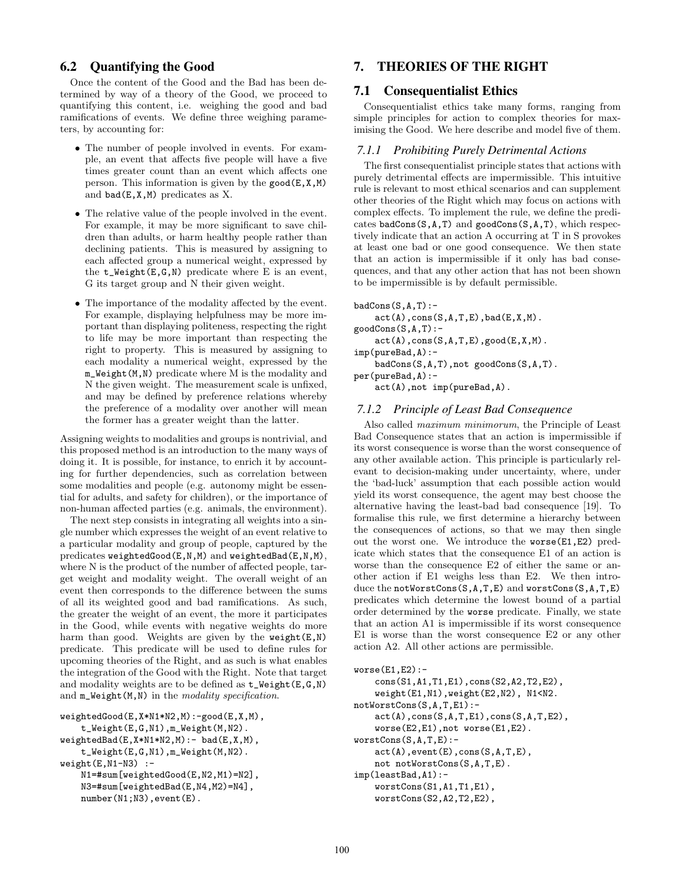## 6.2 Quantifying the Good

Once the content of the Good and the Bad has been determined by way of a theory of the Good, we proceed to quantifying this content, i.e. weighing the good and bad ramifications of events. We define three weighing parameters, by accounting for:

- The number of people involved in events. For example, an event that affects five people will have a five times greater count than an event which affects one person. This information is given by the `good(E,X,M)` and `bad(E,X,M)` predicates as X.
- The relative value of the people involved in the event. For example, it may be more significant to save children than adults, or harm healthy people rather than declining patients. This is measured by assigning to each affected group a numerical weight, expressed by the `t_Weight(E,G,N)` predicate where E is an event, G its target group and N their given weight.
- The importance of the modality affected by the event. For example, displaying helpfulness may be more important than displaying politeness, respecting the right to life may be more important than respecting the right to property. This is measured by assigning to each modality a numerical weight, expressed by the `m_Weight(M,N)` predicate where M is the modality and N the given weight. The measurement scale is unfixed, and may be defined by preference relations whereby the preference of a modality over another will mean the former has a greater weight than the latter.

Assigning weights to modalities and groups is nontrivial, and this proposed method is an introduction to the many ways of doing it. It is possible, for instance, to enrich it by accounting for further dependencies, such as correlation between some modalities and people (e.g. autonomy might be essential for adults, and safety for children), or the importance of non-human affected parties (e.g. animals, the environment).

The next step consists in integrating all weights into a single number which expresses the weight of an event relative to a particular modality and group of people, captured by the predicates `weightedGood(E,N,M)` and `weightedBad(E,N,M)`, where N is the product of the number of affected people, target weight and modality weight. The overall weight of an event then corresponds to the difference between the sums of all its weighted good and bad ramifications. As such, the greater the weight of an event, the more it participates in the Good, while events with negative weights do more harm than good. Weights are given by the `weight(E,N)` predicate. This predicate will be used to define rules for upcoming theories of the Right, and as such is what enables the integration of the Good with the Right. Note that target and modality weights are to be defined as `t_Weight(E,G,N)` and `m_Weight(M,N)` in the *modality specification*.

```
weightedGood(E,X*N1*N2,M):-good(E,X,M),
    t_Weight(E,G,N1),m_Weight(M,N2).
weightedBad(E,X*N1*N2,M):- bad(E,X,M),
    t_Weight(E,G,N1),m_Weight(M,N2).
weight(E,N1-N3) :-
    N1=#sum[weightedGood(E,N2,M1)=N2],
    N3=#sum[weightedBad(E,N4,M2)=N4],
    number(N1;N3),event(E).
```

# 7. THEORIES OF THE RIGHT

## 7.1 Consequentialist Ethics

Consequentialist ethics take many forms, ranging from simple principles for action to complex theories for maximising the Good. We here describe and model five of them.

### 7.1.1 Prohibiting Purely Detrimental Actions

The first consequentialist principle states that actions with purely detrimental effects are impermissible. This intuitive rule is relevant to most ethical scenarios and can supplement other theories of the Right which may focus on actions with complex effects. To implement the rule, we define the predicates `badCons(S,A,T)` and `goodCons(S,A,T)`, which respectively indicate that an action A occurring at T in S provokes at least one bad or one good consequence. We then state that an action is impermissible if it only has bad consequences, and that any other action that has not been shown to be impermissible is by default permissible.

```
badCons(S,A,T):-
    act(A),cons(S,A,T,E),bad(E,X,M).
goodCons(S,A,T):-
    act(A),cons(S,A,T,E),good(E,X,M).
imp(pureBad,A):-
    badCons(S,A,T),not goodCons(S,A,T).
per(pureBad,A):-
    act(A),not imp(pureBad,A).
```

### 7.1.2 Principle of Least Bad Consequence

Also called *maximum minimorum*, the Principle of Least Bad Consequence states that an action is impermissible if its worst consequence is worse than the worst consequence of any other available action. This principle is particularly relevant to decision-making under uncertainty, where, under the 'bad-luck' assumption that each possible action would yield its worst consequence, the agent may best choose the alternative having the least-bad bad consequence [19]. To formalise this rule, we first determine a hierarchy between the consequences of actions, so that we may then single out the worst one. We introduce the `worse(E1,E2)` predicate which states that the consequence E1 of an action is worse than the consequence E2 of either the same or another action if E1 weighs less than E2. We then introduce the `notWorstCons(S,A,T,E)` and `worstCons(S,A,T,E)` predicates which determine the lowest bound of a partial order determined by the `worse` predicate. Finally, we state that an action A1 is impermissible if its worst consequence E1 is worse than the worst consequence E2 or any other action A2. All other actions are permissible.

```
worse(E1,E2):-
    cons(S1,A1,T1,E1),cons(S2,A2,T2,E2),
    weight(E1,N1),weight(E2,N2), N1<N2.
notWorstCons(S,A,T,E1):-
    act(A),cons(S,A,T,E1),cons(S,A,T,E2),
    worse(E2,E1),not worse(E1,E2).
worstCons(S,A,T,E):-
    act(A),event(E),cons(S,A,T,E),
    not notWorstCons(S,A,T,E).
imp(leastBad,A1):-
    worstCons(S1,A1,T1,E1),
    worstCons(S2,A2,T2,E2),
```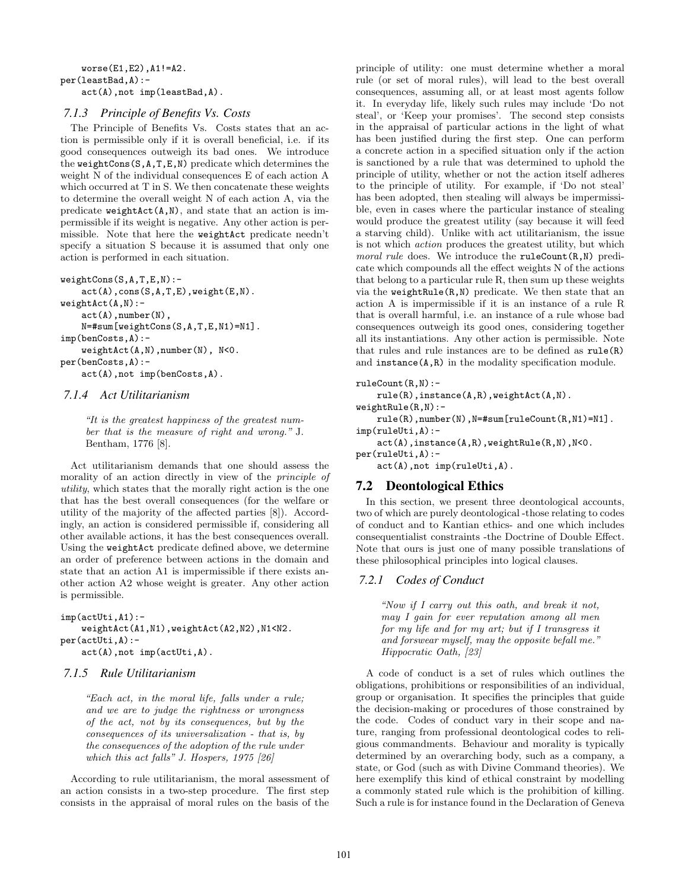```
    worse(E1,E2),A1!=A2.
per(leastBad,A):-
    act(A),not imp(leastBad,A).
```

#### 7.1.3 Principle of Benefits Vs. Costs

The Principle of Benefits Vs. Costs states that an action is permissible only if it is overall beneficial, i.e. if its good consequences outweigh its bad ones. We introduce the `weightCons(S,A,T,E,N)` predicate which determines the weight N of the individual consequences E of each action A which occurred at T in S. We then concatenate these weights to determine the overall weight N of each action A, via the predicate `weightAct(A,N)`, and state that an action is impermissible if its weight is negative. Any other action is permissible. Note that here the `weightAct` predicate needn't specify a situation S because it is assumed that only one action is performed in each situation.

```
weightCons(S,A,T,E,N):-
    act(A),cons(S,A,T,E),weight(E,N).
weightAct(A,N):-
    act(A),number(N),
    N=#sum[weightCons(S,A,T,E,N1)=N1].
imp(benCosts,A):-
    weightAct(A,N),number(N), N<0.
per(benCosts,A):-
    act(A),not imp(benCosts,A).
```

#### 7.1.4 Act Utilitarianism

> *"It is the greatest happiness of the greatest number that is the measure of right and wrong."* J. Bentham, 1776 [8].

Act utilitarianism demands that one should assess the morality of an action directly in view of the *principle of utility*, which states that the morally right action is the one that has the best overall consequences (for the welfare or utility of the majority of the affected parties [8]). Accordingly, an action is considered permissible if, considering all other available actions, it has the best consequences overall. Using the `weightAct` predicate defined above, we determine an order of preference between actions in the domain and state that an action A1 is impermissible if there exists another action A2 whose weight is greater. Any other action is permissible.

```
imp(actUti,A1):-
    weightAct(A1,N1),weightAct(A2,N2),N1<N2.
per(actUti,A):-
    act(A),not imp(actUti,A).
```

#### 7.1.5 Rule Utilitarianism

> *"Each act, in the moral life, falls under a rule; and we are to judge the rightness or wrongness of the act, not by its consequences, but by the consequences of its universalization - that is, by the consequences of the adoption of the rule under which this act falls"* J. Hospers, 1975 [26]

According to rule utilitarianism, the moral assessment of an action consists in a two-step procedure. The first step consists in the appraisal of moral rules on the basis of the principle of utility: one must determine whether a moral rule (or set of moral rules), will lead to the best overall consequences, assuming all, or at least most agents follow it. In everyday life, likely such rules may include 'Do not steal', or 'Keep your promises'. The second step consists in the appraisal of particular actions in the light of what has been justified during the first step. One can perform a concrete action in a specified situation only if the action is sanctioned by a rule that was determined to uphold the principle of utility, whether or not the action itself adheres to the principle of utility. For example, if 'Do not steal' has been adopted, then stealing will always be impermissible, even in cases where the particular instance of stealing would produce the greatest utility (say because it will feed a starving child). Unlike with act utilitarianism, the issue is not which *action* produces the greatest utility, but which *moral rule* does. We introduce the `ruleCount(R,N)` predicate which compounds all the effect weights N of the actions that belong to a particular rule R, then sum up these weights via the `weightRule(R,N)` predicate. We then state that an action A is impermissible if it is an instance of a rule R that is overall harmful, i.e. an instance of a rule whose bad consequences outweigh its good ones, considering together all its instantiations. Any other action is permissible. Note that rules and rule instances are to be defined as `rule(R)` and `instance(A,R)` in the modality specification module.

```
ruleCount(R,N):-
    rule(R),instance(A,R),weightAct(A,N).
weightRule(R,N):-
    rule(R),number(N),N=#sum[ruleCount(R,N1)=N1].
imp(ruleUti,A):-
    act(A),instance(A,R),weightRule(R,N),N<0.
per(ruleUti,A):-
    act(A),not imp(ruleUti,A).
```

### 7.2 Deontological Ethics

In this section, we present three deontological accounts, two of which are purely deontological -those relating to codes of conduct and to Kantian ethics- and one which includes consequentialist constraints -the Doctrine of Double Effect. Note that ours is just one of many possible translations of these philosophical principles into logical clauses.

#### 7.2.1 Codes of Conduct

> *"Now if I carry out this oath, and break it not, may I gain for ever reputation among all men for my life and for my art; but if I transgress it and forswear myself, may the opposite befall me." Hippocratic Oath, [23]*

A code of conduct is a set of rules which outlines the obligations, prohibitions or responsibilities of an individual, group or organisation. It specifies the principles that guide the decision-making or procedures of those constrained by the code. Codes of conduct vary in their scope and nature, ranging from professional deontological codes to religious commandments. Behaviour and morality is typically determined by an overarching body, such as a company, a state, or God (such as with Divine Command theories). We here exemplify this kind of ethical constraint by modelling a commonly stated rule which is the prohibition of killing. Such a rule is for instance found in the Declaration of Geneva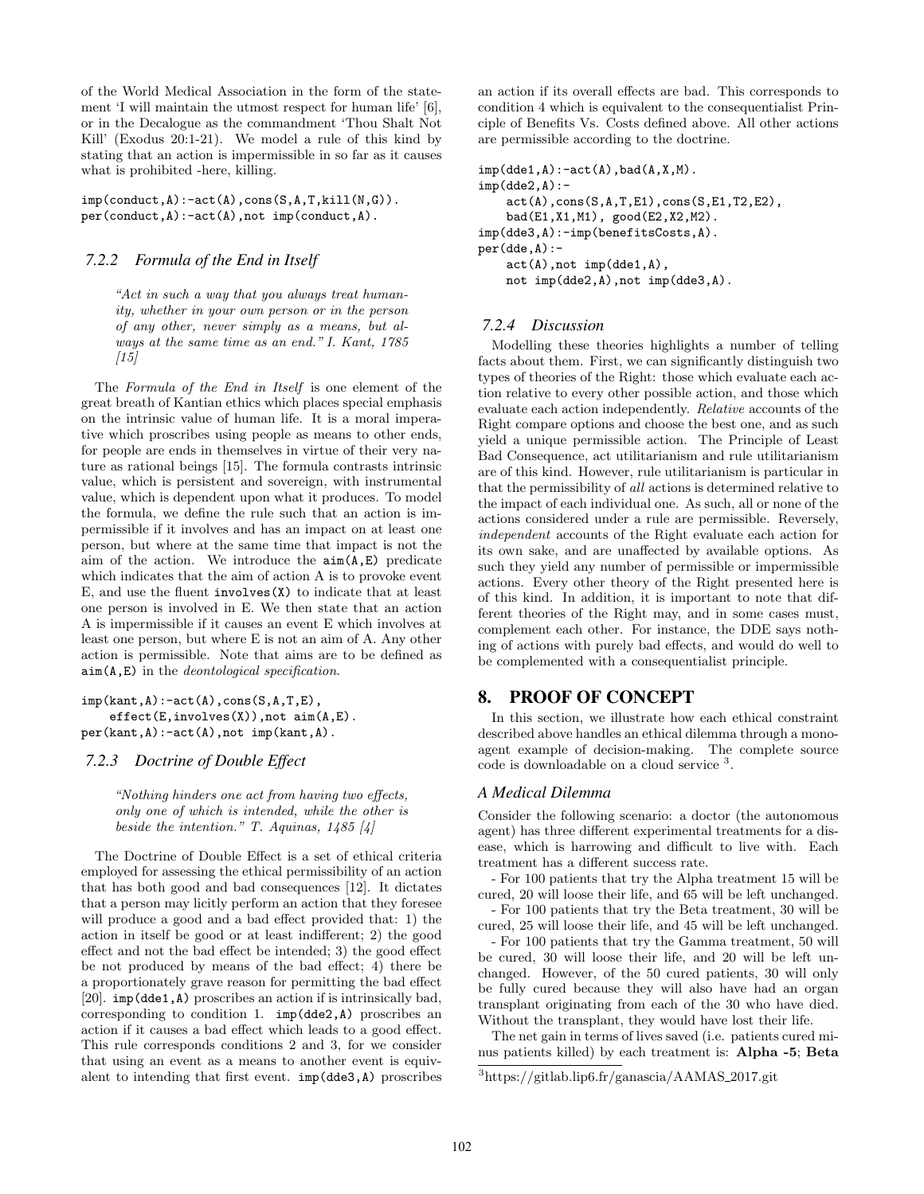of the World Medical Association in the form of the statement 'I will maintain the utmost respect for human life' [6], or in the Decalogue as the commandment 'Thou Shalt Not Kill' (Exodus 20:1-21). We model a rule of this kind by stating that an action is impermissible in so far as it causes what is prohibited -here, killing.

```
imp(conduct,A):-act(A),cons(S,A,T,kill(N,G)).
per(conduct,A):-act(A),not imp(conduct,A).
```

#### 7.2.2 Formula of the End in Itself

> *"Act in such a way that you always treat humanity, whether in your own person or in the person of any other, never simply as a means, but always at the same time as an end." I. Kant, 1785 [15]*

The *Formula of the End in Itself* is one element of the great breath of Kantian ethics which places special emphasis on the intrinsic value of human life. It is a moral imperative which proscribes using people as means to other ends, for people are ends in themselves in virtue of their very nature as rational beings [15]. The formula contrasts intrinsic value, which is persistent and sovereign, with instrumental value, which is dependent upon what it produces. To model the formula, we define the rule such that an action is impermissible if it involves and has an impact on at least one person, but where at the same time that impact is not the aim of the action. We introduce the `aim(A,E)` predicate which indicates that the aim of action A is to provoke event E, and use the fluent `involves(X)` to indicate that at least one person is involved in E. We then state that an action A is impermissible if it causes an event E which involves at least one person, but where E is not an aim of A. Any other action is permissible. Note that aims are to be defined as `aim(A,E)` in the *deontological specification*.

```
imp(kant,A):-act(A),cons(S,A,T,E),
    effect(E,involves(X)),not aim(A,E).
per(kant,A):-act(A),not imp(kant,A).
```

#### 7.2.3 Doctrine of Double Effect

> *"Nothing hinders one act from having two effects, only one of which is intended, while the other is beside the intention." T. Aquinas, 1485 [4]*

The Doctrine of Double Effect is a set of ethical criteria employed for assessing the ethical permissibility of an action that has both good and bad consequences [12]. It dictates that a person may licitly perform an action that they foresee will produce a good and a bad effect provided that: 1) the action in itself be good or at least indifferent; 2) the good effect and not the bad effect be intended; 3) the good effect be not produced by means of the bad effect; 4) there be a proportionately grave reason for permitting the bad effect [20]. `imp(dde1,A)` proscribes an action if is intrinsically bad, corresponding to condition 1. `imp(dde2,A)` proscribes an action if it causes a bad effect which leads to a good effect. This rule corresponds conditions 2 and 3, for we consider that using an event as a means to another event is equivalent to intending that first event. `imp(dde3,A)` proscribes an action if its overall effects are bad. This corresponds to condition 4 which is equivalent to the consequentialist Principle of Benefits Vs. Costs defined above. All other actions are permissible according to the doctrine.

```
imp(dde1,A):-act(A),bad(A,X,M).
imp(dde2,A):-
    act(A),cons(S,A,T,E1),cons(S,E1,T2,E2),
    bad(E1,X1,M1), good(E2,X2,M2).
imp(dde3,A):-imp(benefitsCosts,A).
per(dde,A):-
    act(A),not imp(dde1,A),
    not imp(dde2,A),not imp(dde3,A).
```

#### 7.2.4 Discussion

Modelling these theories highlights a number of telling facts about them. First, we can significantly distinguish two types of theories of the Right: those which evaluate each action relative to every other possible action, and those which evaluate each action independently. *Relative* accounts of the Right compare options and choose the best one, and as such yield a unique permissible action. The Principle of Least Bad Consequence, act utilitarianism and rule utilitarianism are of this kind. However, rule utilitarianism is particular in that the permissibility of *all* actions is determined relative to the impact of each individual one. As such, all or none of the actions considered under a rule are permissible. Reversely, *independent* accounts of the Right evaluate each action for its own sake, and are unaffected by available options. As such they yield any number of permissible or impermissible actions. Every other theory of the Right presented here is of this kind. In addition, it is important to note that different theories of the Right may, and in some cases must, complement each other. For instance, the DDE says nothing of actions with purely bad effects, and would do well to be complemented with a consequentialist principle.

## 8. PROOF OF CONCEPT

In this section, we illustrate how each ethical constraint described above handles an ethical dilemma through a mono-agent example of decision-making. The complete source code is downloadable on a cloud service [3].

### A Medical Dilemma

Consider the following scenario: a doctor (the autonomous agent) has three different experimental treatments for a disease, which is harrowing and difficult to live with. Each treatment has a different success rate.

- For 100 patients that try the Alpha treatment 15 will be cured, 20 will loose their life, and 65 will be left unchanged.
- For 100 patients that try the Beta treatment, 30 will be cured, 25 will loose their life, and 45 will be left unchanged.
- For 100 patients that try the Gamma treatment, 50 will be cured, 30 will loose their life, and 20 will be left unchanged. However, of the 50 cured patients, 30 will only be fully cured because they will also have had an organ transplant originating from each of the 30 who have died. Without the transplant, they would have lost their life.

The net gain in terms of lives saved (i.e. patients cured minus patients killed) by each treatment is: **Alpha -5**; **Beta**

[3] https://gitlab.lip6.fr/ganascia/AAMAS_2017.git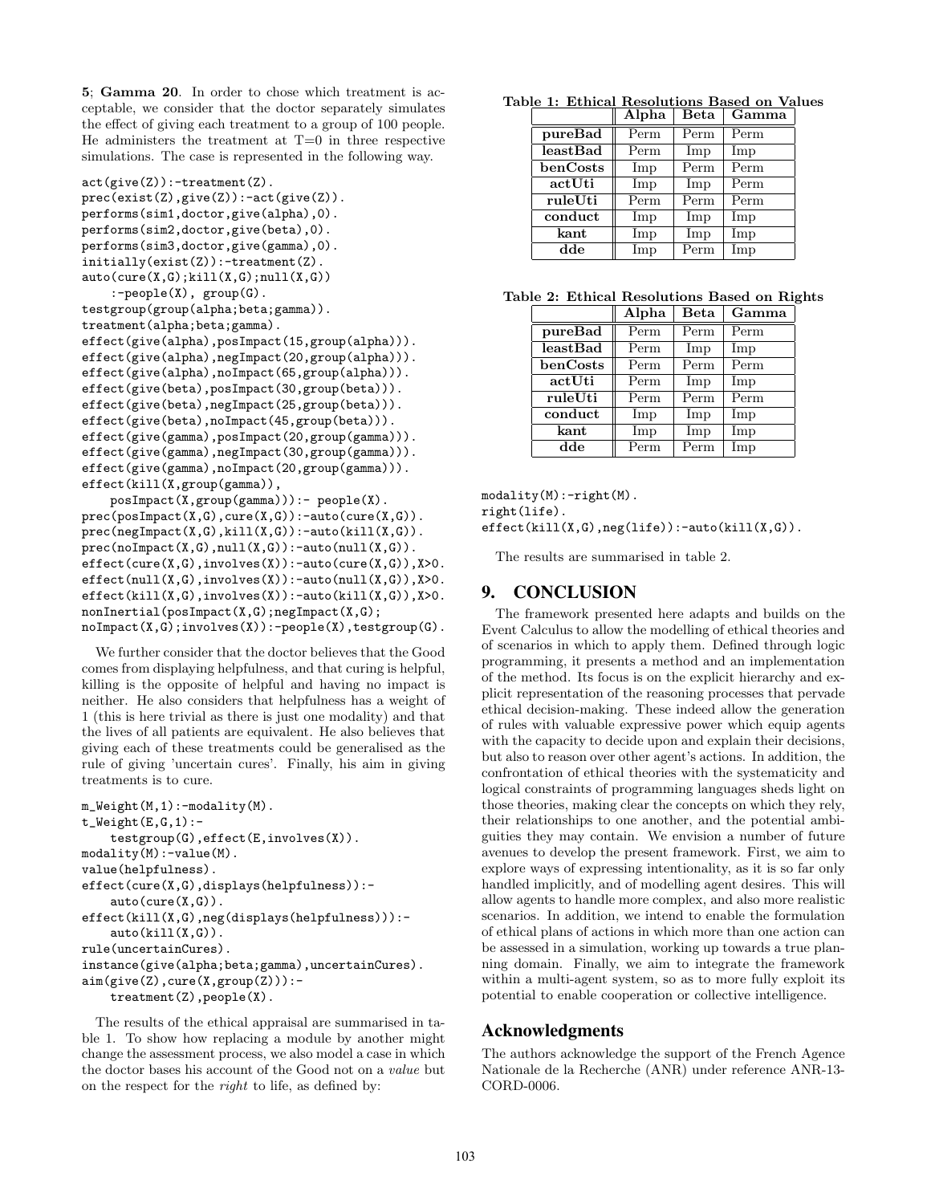**5**; **Gamma 20**. In order to chose which treatment is acceptable, we consider that the doctor separately simulates the effect of giving each treatment to a group of 100 people. He administers the treatment at T=0 in three respective simulations. The case is represented in the following way.

```
act(give(Z)):-treatment(Z).
prec(exist(Z),give(Z)):-act(give(Z)).
performs(sim1,doctor,give(alpha),0).
performs(sim2,doctor,give(beta),0).
performs(sim3,doctor,give(gamma),0).
initially(exist(Z)):-treatment(Z).
auto(cure(X,G);kill(X,G);null(X,G))
    :-people(X), group(G).
testgroup(group(alpha;beta;gamma)).
treatment(alpha;beta;gamma).
effect(give(alpha),posImpact(15,group(alpha))).
effect(give(alpha),negImpact(20,group(alpha))).
effect(give(alpha),noImpact(65,group(alpha))).
effect(give(beta),posImpact(30,group(beta))).
effect(give(beta),negImpact(25,group(beta))).
effect(give(beta),noImpact(45,group(beta))).
effect(give(gamma),posImpact(20,group(gamma))).
effect(give(gamma),negImpact(30,group(gamma))).
effect(give(gamma),noImpact(20,group(gamma))).
effect(kill(X,group(gamma)),
    posImpact(X,group(gamma))):- people(X).
prec(posImpact(X,G),cure(X,G)):-auto(cure(X,G)).
prec(negImpact(X,G),kill(X,G)):-auto(kill(X,G)).
prec(noImpact(X,G),null(X,G)):-auto(null(X,G)).
effect(cure(X,G),involves(X)):-auto(cure(X,G)),X>0.
effect(null(X,G),involves(X)):-auto(null(X,G)),X>0.
effect(kill(X,G),involves(X)):-auto(kill(X,G)),X>0.
nonInertial(posImpact(X,G);negImpact(X,G);
noImpact(X,G);involves(X)):-people(X),testgroup(G).
```

We further consider that the doctor believes that the Good comes from displaying helpfulness, and that curing is helpful, killing is the opposite of helpful and having no impact is neither. He also considers that helpfulness has a weight of 1 (this is here trivial as there is just one modality) and that the lives of all patients are equivalent. He also believes that giving each of these treatments could be generalised as the rule of giving 'uncertain cures'. Finally, his aim in giving treatments is to cure.

```
m_Weight(M,1):-modality(M).
t_Weight(E,G,1):-
    testgroup(G),effect(E,involves(X)).
modality(M):-value(M).
value(helpfulness).
effect(cure(X,G),displays(helpfulness)):-
    auto(cure(X,G)).
effect(kill(X,G),neg(displays(helpfulness))):-
    auto(kill(X,G)).
rule(uncertainCures).
instance(give(alpha;beta;gamma),uncertainCures).
aim(give(Z),cure(X,group(Z))):-
    treatment(Z),people(X).
```

The results of the ethical appraisal are summarised in table 1. To show how replacing a module by another might change the assessment process, we also model a case in which the doctor bases his account of the Good not on a *value* but on the respect for the *right* to life, as defined by:

**Table 1: Ethical Resolutions Based on Values**

| | Alpha | Beta | Gamma |
|---|---|---|---|
| **pureBad** | Perm | Perm | Perm |
| **leastBad** | Perm | Imp | Imp |
| **benCosts** | Imp | Perm | Perm |
| **actUti** | Imp | Imp | Perm |
| **ruleUti** | Perm | Perm | Perm |
| **conduct** | Imp | Imp | Imp |
| **kant** | Imp | Imp | Imp |
| **dde** | Imp | Perm | Imp |

**Table 2: Ethical Resolutions Based on Rights**

| | Alpha | Beta | Gamma |
|---|---|---|---|
| **pureBad** | Perm | Perm | Perm |
| **leastBad** | Perm | Imp | Imp |
| **benCosts** | Perm | Perm | Perm |
| **actUti** | Perm | Imp | Imp |
| **ruleUti** | Perm | Perm | Perm |
| **conduct** | Imp | Imp | Imp |
| **kant** | Imp | Imp | Imp |
| **dde** | Perm | Perm | Imp |

```
modality(M):-right(M).
right(life).
effect(kill(X,G),neg(life)):-auto(kill(X,G)).
```

The results are summarised in table 2.

## 9. CONCLUSION

The framework presented here adapts and builds on the Event Calculus to allow the modelling of ethical theories and of scenarios in which to apply them. Defined through logic programming, it presents a method and an implementation of the method. Its focus is on the explicit hierarchy and explicit representation of the reasoning processes that pervade ethical decision-making. These indeed allow the generation of rules with valuable expressive power which equip agents with the capacity to decide upon and explain their decisions, but also to reason over other agent's actions. In addition, the confrontation of ethical theories with the systematicity and logical constraints of programming languages sheds light on those theories, making clear the concepts on which they rely, their relationships to one another, and the potential ambiguities they may contain. We envision a number of future avenues to develop the present framework. First, we aim to explore ways of expressing intentionality, as it is so far only handled implicitly, and of modelling agent desires. This will allow agents to handle more complex, and also more realistic scenarios. In addition, we intend to enable the formulation of ethical plans of actions in which more than one action can be assessed in a simulation, working up towards a true planning domain. Finally, we aim to integrate the framework within a multi-agent system, so as to more fully exploit its potential to enable cooperation or collective intelligence.

## Acknowledgments

The authors acknowledge the support of the French Agence Nationale de la Recherche (ANR) under reference ANR-13-CORD-0006.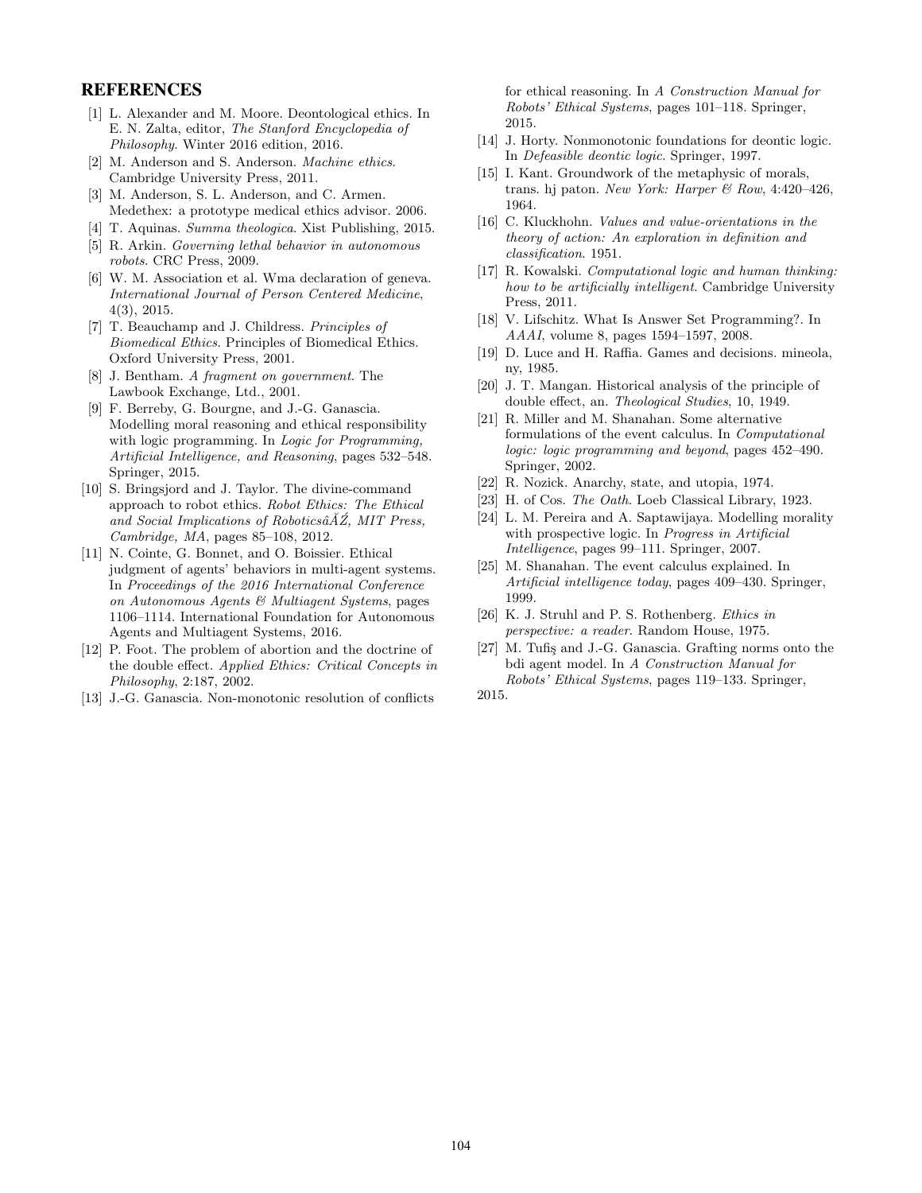## REFERENCES

[1] L. Alexander and M. Moore. Deontological ethics. In E. N. Zalta, editor, *The Stanford Encyclopedia of Philosophy*. Winter 2016 edition, 2016.

[2] M. Anderson and S. Anderson. *Machine ethics*. Cambridge University Press, 2011.

[3] M. Anderson, S. L. Anderson, and C. Armen. Medethex: a prototype medical ethics advisor. 2006.

[4] T. Aquinas. *Summa theologica*. Xist Publishing, 2015.

[5] R. Arkin. *Governing lethal behavior in autonomous robots*. CRC Press, 2009.

[6] W. M. Association et al. Wma declaration of geneva. *International Journal of Person Centered Medicine*, 4(3), 2015.

[7] T. Beauchamp and J. Childress. *Principles of Biomedical Ethics*. Principles of Biomedical Ethics. Oxford University Press, 2001.

[8] J. Bentham. *A fragment on government*. The Lawbook Exchange, Ltd., 2001.

[9] F. Berreby, G. Bourgne, and J.-G. Ganascia. Modelling moral reasoning and ethical responsibility with logic programming. In *Logic for Programming, Artificial Intelligence, and Reasoning*, pages 532–548. Springer, 2015.

[10] S. Bringsjord and J. Taylor. The divine-command approach to robot ethics. *Robot Ethics: The Ethical and Social Implications of RoboticsâĂŽ, MIT Press, Cambridge, MA*, pages 85–108, 2012.

[11] N. Cointe, G. Bonnet, and O. Boissier. Ethical judgment of agents' behaviors in multi-agent systems. In *Proceedings of the 2016 International Conference on Autonomous Agents & Multiagent Systems*, pages 1106–1114. International Foundation for Autonomous Agents and Multiagent Systems, 2016.

[12] P. Foot. The problem of abortion and the doctrine of the double effect. *Applied Ethics: Critical Concepts in Philosophy*, 2:187, 2002.

[13] J.-G. Ganascia. Non-monotonic resolution of conflicts for ethical reasoning. In *A Construction Manual for Robots' Ethical Systems*, pages 101–118. Springer, 2015.

[14] J. Horty. Nonmonotonic foundations for deontic logic. In *Defeasible deontic logic*. Springer, 1997.

[15] I. Kant. Groundwork of the metaphysic of morals, trans. hj paton. *New York: Harper & Row*, 4:420–426, 1964.

[16] C. Kluckhohn. *Values and value-orientations in the theory of action: An exploration in definition and classification*. 1951.

[17] R. Kowalski. *Computational logic and human thinking: how to be artificially intelligent*. Cambridge University Press, 2011.

[18] V. Lifschitz. What Is Answer Set Programming?. In *AAAI*, volume 8, pages 1594–1597, 2008.

[19] D. Luce and H. Raffia. Games and decisions. mineola, ny, 1985.

[20] J. T. Mangan. Historical analysis of the principle of double effect, an. *Theological Studies*, 10, 1949.

[21] R. Miller and M. Shanahan. Some alternative formulations of the event calculus. In *Computational logic: logic programming and beyond*, pages 452–490. Springer, 2002.

[22] R. Nozick. Anarchy, state, and utopia, 1974.

[23] H. of Cos. *The Oath*. Loeb Classical Library, 1923.

[24] L. M. Pereira and A. Saptawijaya. Modelling morality with prospective logic. In *Progress in Artificial Intelligence*, pages 99–111. Springer, 2007.

[25] M. Shanahan. The event calculus explained. In *Artificial intelligence today*, pages 409–430. Springer, 1999.

[26] K. J. Struhl and P. S. Rothenberg. *Ethics in perspective: a reader*. Random House, 1975.

[27] M. Tufiş and J.-G. Ganascia. Grafting norms onto the bdi agent model. In *A Construction Manual for Robots' Ethical Systems*, pages 119–133. Springer, 2015.